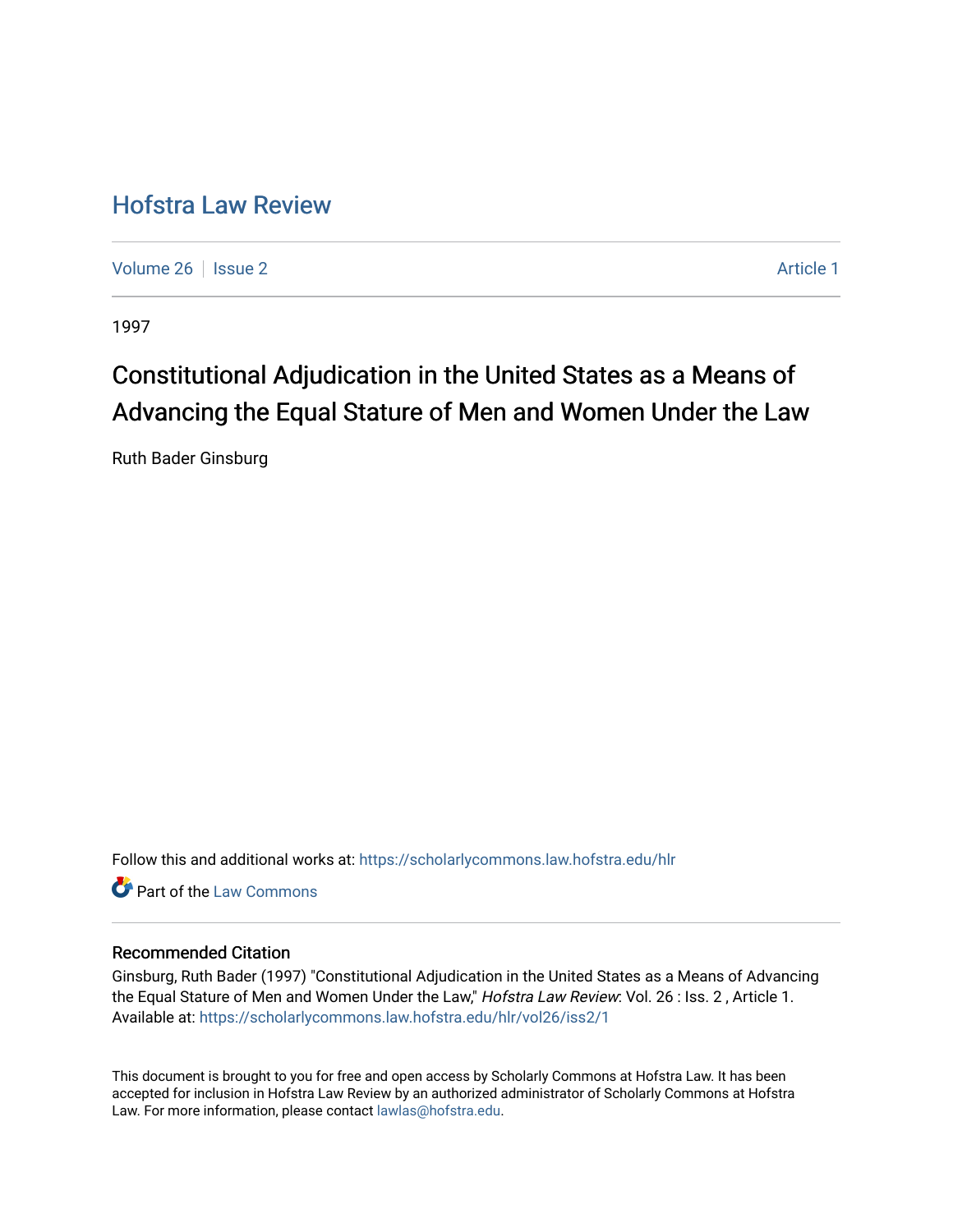# Hofstra Law Review

Volume 26 | Issue 2 Article 1

1997

## Constitutional Adjudication in the United States as a Means of Advancing the Equal Stature of Men and Women Under the Law

Ruth Bader Ginsburg

Follow this and additional works at: https://scholarlycommons.law.hofstra.edu/hlr

Part of the Law Commons

### Recommended Citation

Ginsburg, Ruth Bader (1997) "Constitutional Adjudication in the United States as a Means of Advancing the Equal Stature of Men and Women Under the Law," *Hofstra Law Review*: Vol. 26 : Iss. 2 , Article 1. Available at: https://scholarlycommons.law.hofstra.edu/hlr/vol26/iss2/1

This document is brought to you for free and open access by Scholarly Commons at Hofstra Law. It has been accepted for inclusion in Hofstra Law Review by an authorized administrator of Scholarly Commons at Hofstra Law. For more information, please contact lawlas@hofstra.edu.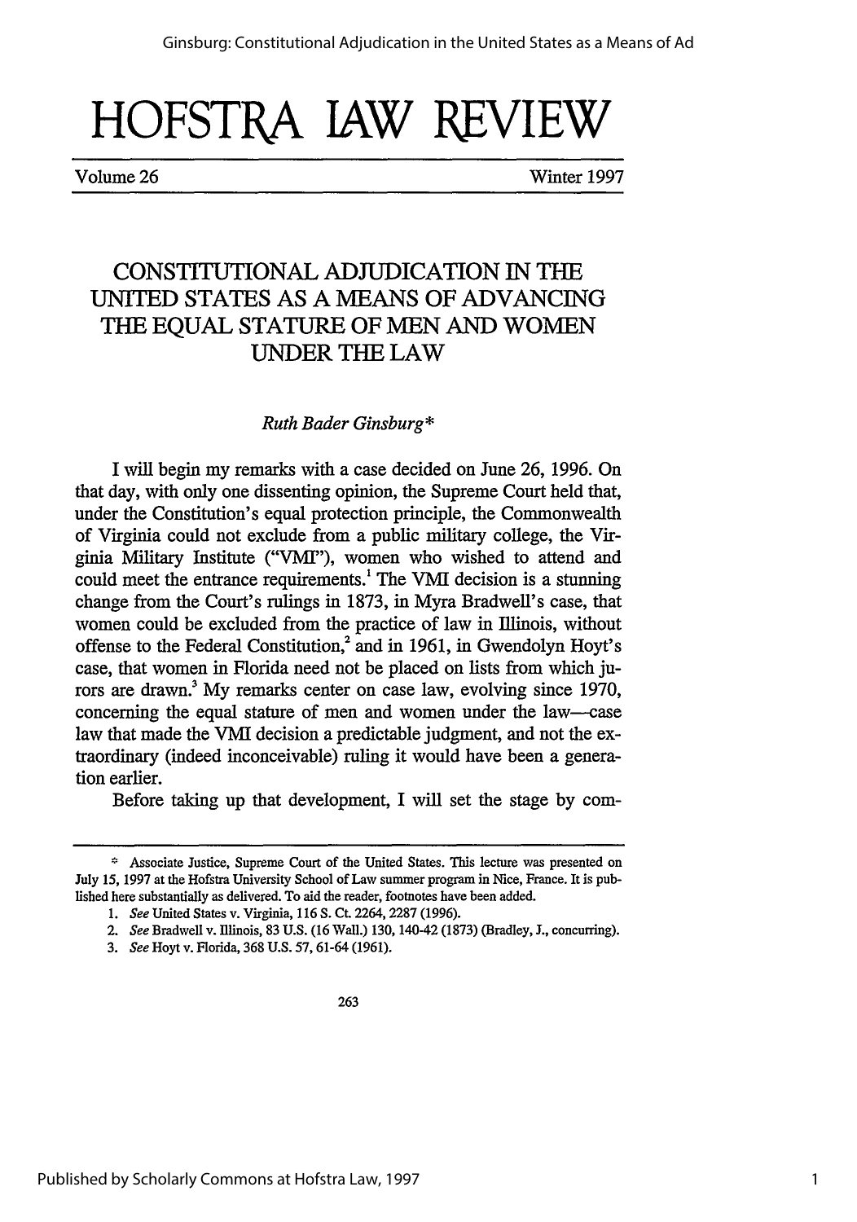# HOFSTRA LAW REVIEW

Volume 26 Winter 1997

## CONSTITUTIONAL ADJUDICATION IN THE UNITED STATES AS A MEANS OF ADVANCING THE EQUAL STATURE OF MEN AND WOMEN UNDER THE LAW

*Ruth Bader Ginsburg**

I will begin my remarks with a case decided on June 26, 1996. On that day, with only one dissenting opinion, the Supreme Court held that, under the Constitution's equal protection principle, the Commonwealth of Virginia could not exclude from a public military college, the Virginia Military Institute ("VMI"), women who wished to attend and could meet the entrance requirements.[1] The VMI decision is a stunning change from the Court's rulings in 1873, in Myra Bradwell's case, that women could be excluded from the practice of law in Illinois, without offense to the Federal Constitution,[2] and in 1961, in Gwendolyn Hoyt's case, that women in Florida need not be placed on lists from which jurors are drawn.[3] My remarks center on case law, evolving since 1970, concerning the equal stature of men and women under the law—case law that made the VMI decision a predictable judgment, and not the extraordinary (indeed inconceivable) ruling it would have been a generation earlier.

Before taking up that development, I will set the stage by com-

---

\* Associate Justice, Supreme Court of the United States. This lecture was presented on July 15, 1997 at the Hofstra University School of Law summer program in Nice, France. It is published here substantially as delivered. To aid the reader, footnotes have been added.

1. *See* United States v. Virginia, 116 S. Ct. 2264, 2287 (1996).
2. *See* Bradwell v. Illinois, 83 U.S. (16 Wall.) 130, 140-42 (1873) (Bradley, J., concurring).
3. *See* Hoyt v. Florida, 368 U.S. 57, 61-64 (1961).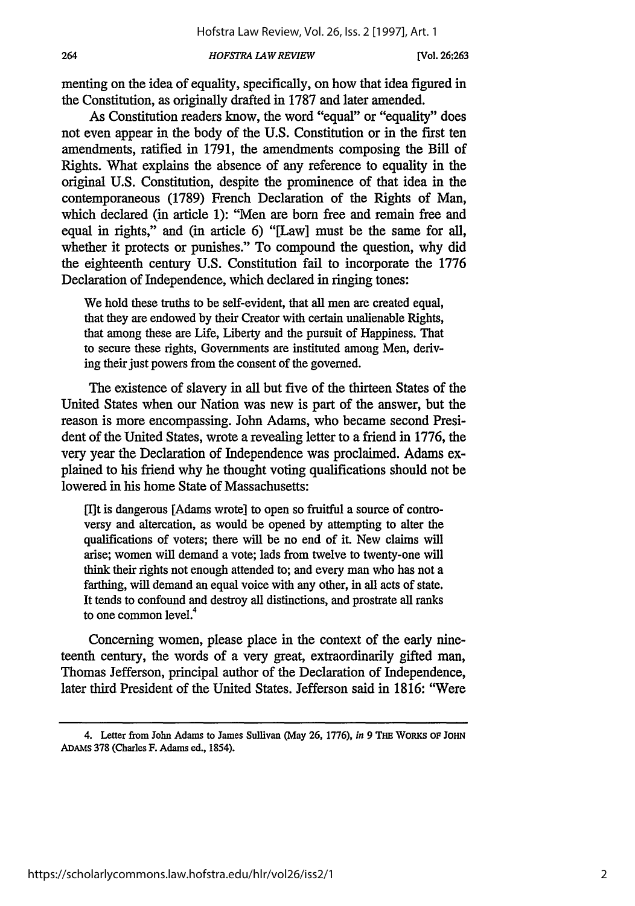menting on the idea of equality, specifically, on how that idea figured in the Constitution, as originally drafted in 1787 and later amended.

As Constitution readers know, the word "equal" or "equality" does not even appear in the body of the U.S. Constitution or in the first ten amendments, ratified in 1791, the amendments composing the Bill of Rights. What explains the absence of any reference to equality in the original U.S. Constitution, despite the prominence of that idea in the contemporaneous (1789) French Declaration of the Rights of Man, which declared (in article 1): "Men are born free and remain free and equal in rights," and (in article 6) "[Law] must be the same for all, whether it protects or punishes." To compound the question, why did the eighteenth century U.S. Constitution fail to incorporate the 1776 Declaration of Independence, which declared in ringing tones:

> We hold these truths to be self-evident, that all men are created equal, that they are endowed by their Creator with certain unalienable Rights, that among these are Life, Liberty and the pursuit of Happiness. That to secure these rights, Governments are instituted among Men, deriving their just powers from the consent of the governed.

The existence of slavery in all but five of the thirteen States of the United States when our Nation was new is part of the answer, but the reason is more encompassing. John Adams, who became second President of the United States, wrote a revealing letter to a friend in 1776, the very year the Declaration of Independence was proclaimed. Adams explained to his friend why he thought voting qualifications should not be lowered in his home State of Massachusetts:

> [I]t is dangerous [Adams wrote] to open so fruitful a source of controversy and altercation, as would be opened by attempting to alter the qualifications of voters; there will be no end of it. New claims will arise; women will demand a vote; lads from twelve to twenty-one will think their rights not enough attended to; and every man who has not a farthing, will demand an equal voice with any other, in all acts of state. It tends to confound and destroy all distinctions, and prostrate all ranks to one common level.[4]

Concerning women, please place in the context of the early nineteenth century, the words of a very great, extraordinarily gifted man, Thomas Jefferson, principal author of the Declaration of Independence, later third President of the United States. Jefferson said in 1816: "Were

---

4. Letter from John Adams to James Sullivan (May 26, 1776), *in* 9 THE WORKS OF JOHN ADAMS 378 (Charles F. Adams ed., 1854).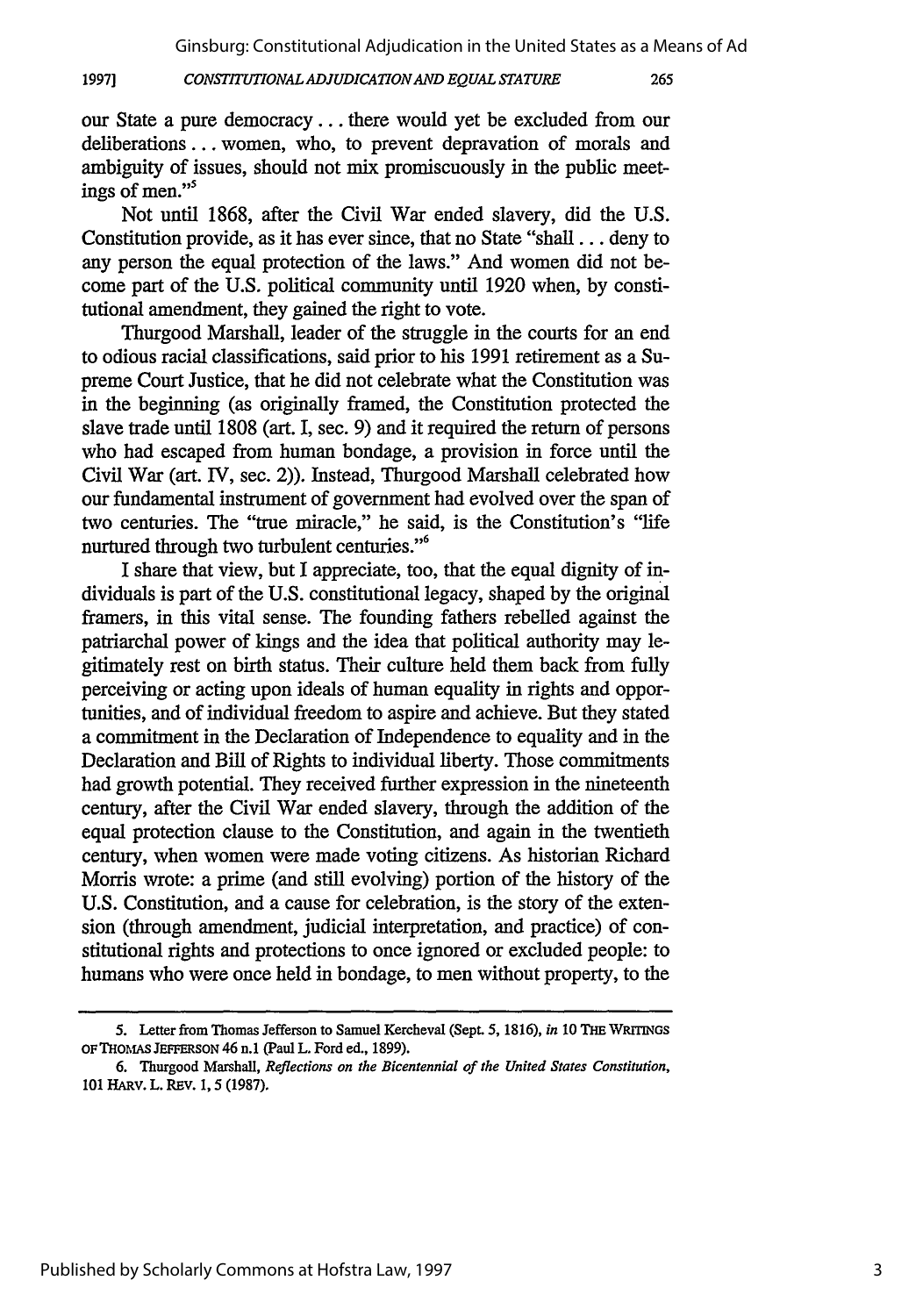our State a pure democracy . . . there would yet be excluded from our deliberations . . . women, who, to prevent depravation of morals and ambiguity of issues, should not mix promiscuously in the public meetings of men."[5]

Not until 1868, after the Civil War ended slavery, did the U.S. Constitution provide, as it has ever since, that no State "shall . . . deny to any person the equal protection of the laws." And women did not become part of the U.S. political community until 1920 when, by constitutional amendment, they gained the right to vote.

Thurgood Marshall, leader of the struggle in the courts for an end to odious racial classifications, said prior to his 1991 retirement as a Supreme Court Justice, that he did not celebrate what the Constitution was in the beginning (as originally framed, the Constitution protected the slave trade until 1808 (art. I, sec. 9) and it required the return of persons who had escaped from human bondage, a provision in force until the Civil War (art. IV, sec. 2)). Instead, Thurgood Marshall celebrated how our fundamental instrument of government had evolved over the span of two centuries. The "true miracle," he said, is the Constitution's "life nurtured through two turbulent centuries."[6]

I share that view, but I appreciate, too, that the equal dignity of individuals is part of the U.S. constitutional legacy, shaped by the original framers, in this vital sense. The founding fathers rebelled against the patriarchal power of kings and the idea that political authority may legitimately rest on birth status. Their culture held them back from fully perceiving or acting upon ideals of human equality in rights and opportunities, and of individual freedom to aspire and achieve. But they stated a commitment in the Declaration of Independence to equality and in the Declaration and Bill of Rights to individual liberty. Those commitments had growth potential. They received further expression in the nineteenth century, after the Civil War ended slavery, through the addition of the equal protection clause to the Constitution, and again in the twentieth century, when women were made voting citizens. As historian Richard Morris wrote: a prime (and still evolving) portion of the history of the U.S. Constitution, and a cause for celebration, is the story of the extension (through amendment, judicial interpretation, and practice) of constitutional rights and protections to once ignored or excluded people: to humans who were once held in bondage, to men without property, to the

---

5. Letter from Thomas Jefferson to Samuel Kercheval (Sept. 5, 1816), *in* 10 THE WRITINGS OF THOMAS JEFFERSON 46 n.1 (Paul L. Ford ed., 1899).

6. Thurgood Marshall, *Reflections on the Bicentennial of the United States Constitution*, 101 HARV. L. REV. 1, 5 (1987).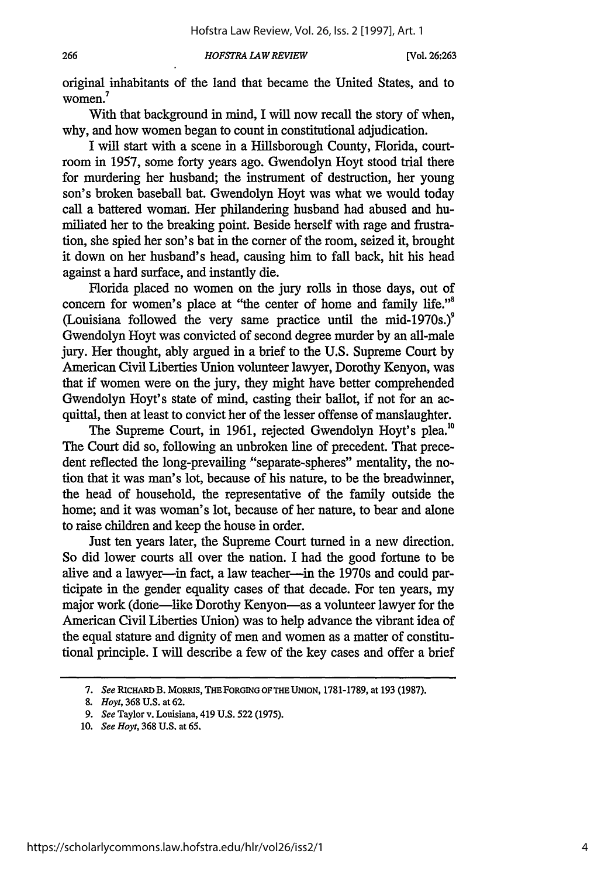original inhabitants of the land that became the United States, and to women.[7]

With that background in mind, I will now recall the story of when, why, and how women began to count in constitutional adjudication.

I will start with a scene in a Hillsborough County, Florida, courtroom in 1957, some forty years ago. Gwendolyn Hoyt stood trial there for murdering her husband; the instrument of destruction, her young son's broken baseball bat. Gwendolyn Hoyt was what we would today call a battered woman. Her philandering husband had abused and humiliated her to the breaking point. Beside herself with rage and frustration, she spied her son's bat in the corner of the room, seized it, brought it down on her husband's head, causing him to fall back, hit his head against a hard surface, and instantly die.

Florida placed no women on the jury rolls in those days, out of concern for women's place at "the center of home and family life."[8] (Louisiana followed the very same practice until the mid-1970s.)[9] Gwendolyn Hoyt was convicted of second degree murder by an all-male jury. Her thought, ably argued in a brief to the U.S. Supreme Court by American Civil Liberties Union volunteer lawyer, Dorothy Kenyon, was that if women were on the jury, they might have better comprehended Gwendolyn Hoyt's state of mind, casting their ballot, if not for an acquittal, then at least to convict her of the lesser offense of manslaughter.

The Supreme Court, in 1961, rejected Gwendolyn Hoyt's plea.[10] The Court did so, following an unbroken line of precedent. That precedent reflected the long-prevailing "separate-spheres" mentality, the notion that it was man's lot, because of his nature, to be the breadwinner, the head of household, the representative of the family outside the home; and it was woman's lot, because of her nature, to bear and alone to raise children and keep the house in order.

Just ten years later, the Supreme Court turned in a new direction. So did lower courts all over the nation. I had the good fortune to be alive and a lawyer—in fact, a law teacher—in the 1970s and could participate in the gender equality cases of that decade. For ten years, my major work (done—like Dorothy Kenyon—as a volunteer lawyer for the American Civil Liberties Union) was to help advance the vibrant idea of the equal stature and dignity of men and women as a matter of constitutional principle. I will describe a few of the key cases and offer a brief

---

7. *See* RICHARD B. MORRIS, THE FORGING OF THE UNION, 1781-1789, at 193 (1987).

8. *Hoyt*, 368 U.S. at 62.

9. *See* Taylor v. Louisiana, 419 U.S. 522 (1975).

10. *See Hoyt*, 368 U.S. at 65.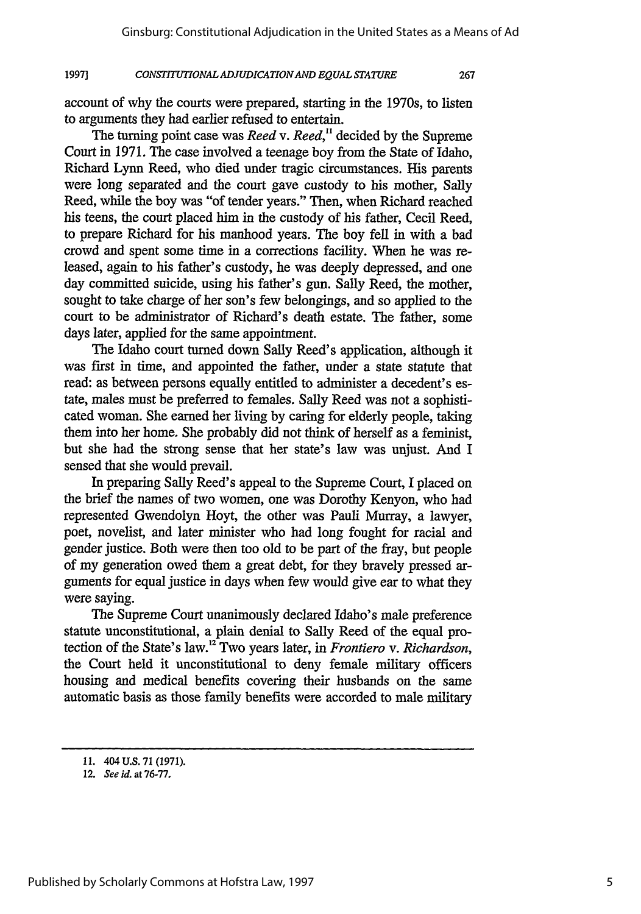account of why the courts were prepared, starting in the 1970s, to listen to arguments they had earlier refused to entertain.

The turning point case was *Reed* v. *Reed*,[11] decided by the Supreme Court in 1971. The case involved a teenage boy from the State of Idaho, Richard Lynn Reed, who died under tragic circumstances. His parents were long separated and the court gave custody to his mother, Sally Reed, while the boy was "of tender years." Then, when Richard reached his teens, the court placed him in the custody of his father, Cecil Reed, to prepare Richard for his manhood years. The boy fell in with a bad crowd and spent some time in a corrections facility. When he was released, again to his father's custody, he was deeply depressed, and one day committed suicide, using his father's gun. Sally Reed, the mother, sought to take charge of her son's few belongings, and so applied to the court to be administrator of Richard's death estate. The father, some days later, applied for the same appointment.

The Idaho court turned down Sally Reed's application, although it was first in time, and appointed the father, under a state statute that read: as between persons equally entitled to administer a decedent's estate, males must be preferred to females. Sally Reed was not a sophisticated woman. She earned her living by caring for elderly people, taking them into her home. She probably did not think of herself as a feminist, but she had the strong sense that her state's law was unjust. And I sensed that she would prevail.

In preparing Sally Reed's appeal to the Supreme Court, I placed on the brief the names of two women, one was Dorothy Kenyon, who had represented Gwendolyn Hoyt, the other was Pauli Murray, a lawyer, poet, novelist, and later minister who had long fought for racial and gender justice. Both were then too old to be part of the fray, but people of my generation owed them a great debt, for they bravely pressed arguments for equal justice in days when few would give ear to what they were saying.

The Supreme Court unanimously declared Idaho's male preference statute unconstitutional, a plain denial to Sally Reed of the equal protection of the State's law.[12] Two years later, in *Frontiero* v. *Richardson*, the Court held it unconstitutional to deny female military officers housing and medical benefits covering their husbands on the same automatic basis as those family benefits were accorded to male military

---

11. 404 U.S. 71 (1971).

12. *See id.* at 76-77.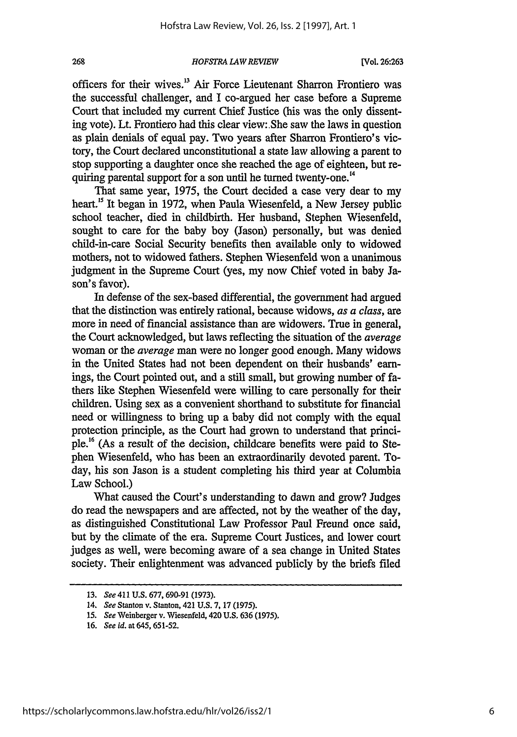officers for their wives.[13] Air Force Lieutenant Sharron Frontiero was the successful challenger, and I co-argued her case before a Supreme Court that included my current Chief Justice (his was the only dissenting vote). Lt. Frontiero had this clear view: She saw the laws in question as plain denials of equal pay. Two years after Sharron Frontiero's victory, the Court declared unconstitutional a state law allowing a parent to stop supporting a daughter once she reached the age of eighteen, but requiring parental support for a son until he turned twenty-one.[14]

That same year, 1975, the Court decided a case very dear to my heart.[15] It began in 1972, when Paula Wiesenfeld, a New Jersey public school teacher, died in childbirth. Her husband, Stephen Wiesenfeld, sought to care for the baby boy (Jason) personally, but was denied child-in-care Social Security benefits then available only to widowed mothers, not to widowed fathers. Stephen Wiesenfeld won a unanimous judgment in the Supreme Court (yes, my now Chief voted in baby Jason's favor).

In defense of the sex-based differential, the government had argued that the distinction was entirely rational, because widows, *as a class*, are more in need of financial assistance than are widowers. True in general, the Court acknowledged, but laws reflecting the situation of the *average* woman or the *average* man were no longer good enough. Many widows in the United States had not been dependent on their husbands' earnings, the Court pointed out, and a still small, but growing number of fathers like Stephen Wiesenfeld were willing to care personally for their children. Using sex as a convenient shorthand to substitute for financial need or willingness to bring up a baby did not comply with the equal protection principle, as the Court had grown to understand that principle.[16] (As a result of the decision, childcare benefits were paid to Stephen Wiesenfeld, who has been an extraordinarily devoted parent. Today, his son Jason is a student completing his third year at Columbia Law School.)

What caused the Court's understanding to dawn and grow? Judges do read the newspapers and are affected, not by the weather of the day, as distinguished Constitutional Law Professor Paul Freund once said, but by the climate of the era. Supreme Court Justices, and lower court judges as well, were becoming aware of a sea change in United States society. Their enlightenment was advanced publicly by the briefs filed

---

13. *See* 411 U.S. 677, 690-91 (1973).
14. *See* Stanton v. Stanton, 421 U.S. 7, 17 (1975).
15. *See* Weinberger v. Wiesenfeld, 420 U.S. 636 (1975).
16. *See id.* at 645, 651-52.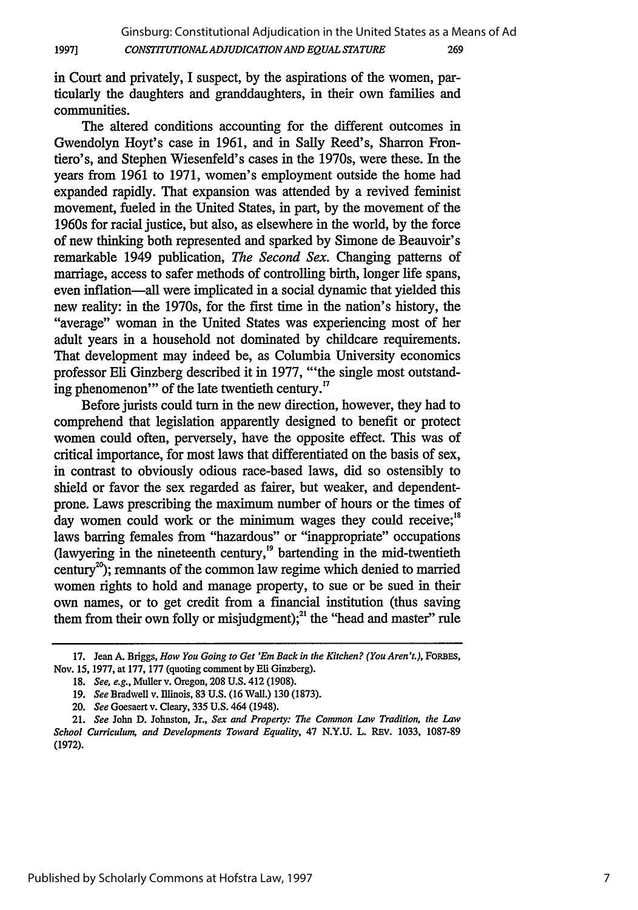in Court and privately, I suspect, by the aspirations of the women, particularly the daughters and granddaughters, in their own families and communities.

The altered conditions accounting for the different outcomes in Gwendolyn Hoyt's case in 1961, and in Sally Reed's, Sharron Frontiero's, and Stephen Wiesenfeld's cases in the 1970s, were these. In the years from 1961 to 1971, women's employment outside the home had expanded rapidly. That expansion was attended by a revived feminist movement, fueled in the United States, in part, by the movement of the 1960s for racial justice, but also, as elsewhere in the world, by the force of new thinking both represented and sparked by Simone de Beauvoir's remarkable 1949 publication, *The Second Sex*. Changing patterns of marriage, access to safer methods of controlling birth, longer life spans, even inflation—all were implicated in a social dynamic that yielded this new reality: in the 1970s, for the first time in the nation's history, the "average" woman in the United States was experiencing most of her adult years in a household not dominated by childcare requirements. That development may indeed be, as Columbia University economics professor Eli Ginzberg described it in 1977, "'the single most outstanding phenomenon'" of the late twentieth century.[17]

Before jurists could turn in the new direction, however, they had to comprehend that legislation apparently designed to benefit or protect women could often, perversely, have the opposite effect. This was of critical importance, for most laws that differentiated on the basis of sex, in contrast to obviously odious race-based laws, did so ostensibly to shield or favor the sex regarded as fairer, but weaker, and dependent-prone. Laws prescribing the maximum number of hours or the times of day women could work or the minimum wages they could receive;[18] laws barring females from "hazardous" or "inappropriate" occupations (lawyering in the nineteenth century,[19] bartending in the mid-twentieth century[20]); remnants of the common law regime which denied to married women rights to hold and manage property, to sue or be sued in their own names, or to get credit from a financial institution (thus saving them from their own folly or misjudgment);[21] the "head and master" rule

---

17. Jean A. Briggs, *How You Going to Get 'Em Back in the Kitchen? (You Aren't.)*, FORBES, Nov. 15, 1977, at 177, 177 (quoting comment by Eli Ginzberg).

18. *See, e.g.*, Muller v. Oregon, 208 U.S. 412 (1908).

19. *See* Bradwell v. Illinois, 83 U.S. (16 Wall.) 130 (1873).

20. *See* Goesaert v. Cleary, 335 U.S. 464 (1948).

21. *See* John D. Johnston, Jr., *Sex and Property: The Common Law Tradition, the Law School Curriculum, and Developments Toward Equality*, 47 N.Y.U. L. REV. 1033, 1087-89 (1972).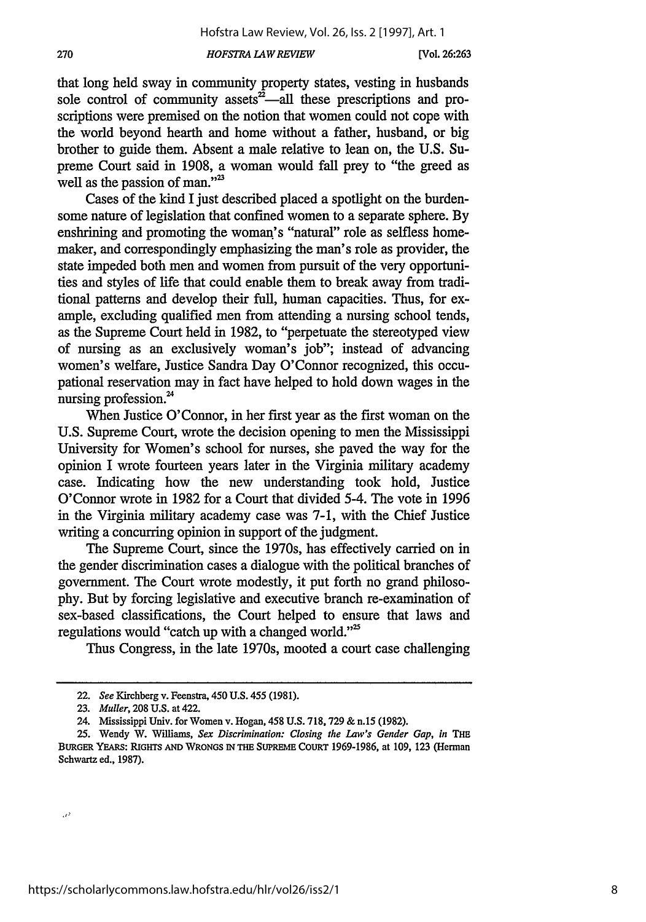that long held sway in community property states, vesting in husbands sole control of community assets[22]—all these prescriptions and proscriptions were premised on the notion that women could not cope with the world beyond hearth and home without a father, husband, or big brother to guide them. Absent a male relative to lean on, the U.S. Supreme Court said in 1908, a woman would fall prey to "the greed as well as the passion of man."[23]

Cases of the kind I just described placed a spotlight on the burdensome nature of legislation that confined women to a separate sphere. By enshrining and promoting the woman's "natural" role as selfless homemaker, and correspondingly emphasizing the man's role as provider, the state impeded both men and women from pursuit of the very opportunities and styles of life that could enable them to break away from traditional patterns and develop their full, human capacities. Thus, for example, excluding qualified men from attending a nursing school tends, as the Supreme Court held in 1982, to "perpetuate the stereotyped view of nursing as an exclusively woman's job"; instead of advancing women's welfare, Justice Sandra Day O'Connor recognized, this occupational reservation may in fact have helped to hold down wages in the nursing profession.[24]

When Justice O'Connor, in her first year as the first woman on the U.S. Supreme Court, wrote the decision opening to men the Mississippi University for Women's school for nurses, she paved the way for the opinion I wrote fourteen years later in the Virginia military academy case. Indicating how the new understanding took hold, Justice O'Connor wrote in 1982 for a Court that divided 5-4. The vote in 1996 in the Virginia military academy case was 7-1, with the Chief Justice writing a concurring opinion in support of the judgment.

The Supreme Court, since the 1970s, has effectively carried on in the gender discrimination cases a dialogue with the political branches of government. The Court wrote modestly, it put forth no grand philosophy. But by forcing legislative and executive branch re-examination of sex-based classifications, the Court helped to ensure that laws and regulations would "catch up with a changed world."[25]

Thus Congress, in the late 1970s, mooted a court case challenging

---

22. *See* Kirchberg v. Feenstra, 450 U.S. 455 (1981).

23. *Muller*, 208 U.S. at 422.

24. Mississippi Univ. for Women v. Hogan, 458 U.S. 718, 729 & n.15 (1982).

25. Wendy W. Williams, *Sex Discrimination: Closing the Law's Gender Gap*, *in* THE BURGER YEARS: RIGHTS AND WRONGS IN THE SUPREME COURT 1969-1986, at 109, 123 (Herman Schwartz ed., 1987).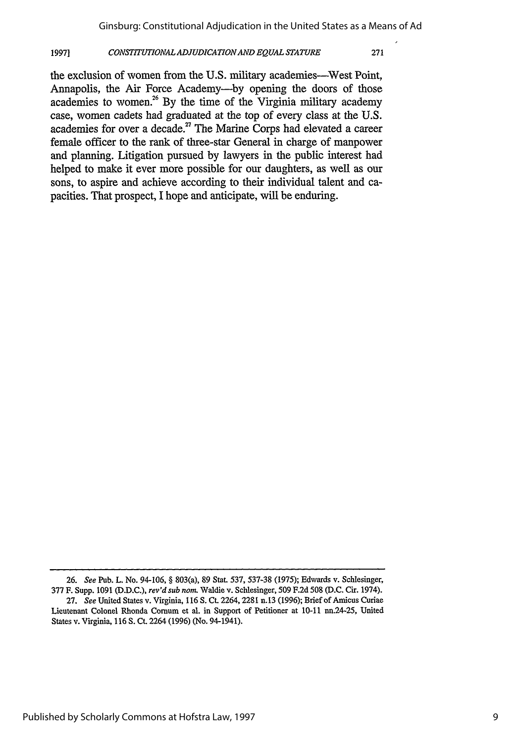the exclusion of women from the U.S. military academies—West Point, Annapolis, the Air Force Academy—by opening the doors of those academies to women.[26] By the time of the Virginia military academy case, women cadets had graduated at the top of every class at the U.S. academies for over a decade.[27] The Marine Corps had elevated a career female officer to the rank of three-star General in charge of manpower and planning. Litigation pursued by lawyers in the public interest had helped to make it ever more possible for our daughters, as well as our sons, to aspire and achieve according to their individual talent and capacities. That prospect, I hope and anticipate, will be enduring.

---

26. *See* Pub. L. No. 94-106, § 803(a), 89 Stat. 537, 537-38 (1975); Edwards v. Schlesinger, 377 F. Supp. 1091 (D.D.C.), *rev'd sub nom.* Waldie v. Schlesinger, 509 F.2d 508 (D.C. Cir. 1974).

27. *See* United States v. Virginia, 116 S. Ct. 2264, 2281 n.13 (1996); Brief of Amicus Curiae Lieutenant Colonel Rhonda Cornum et al. in Support of Petitioner at 10-11 nn.24-25, United States v. Virginia, 116 S. Ct. 2264 (1996) (No. 94-1941).